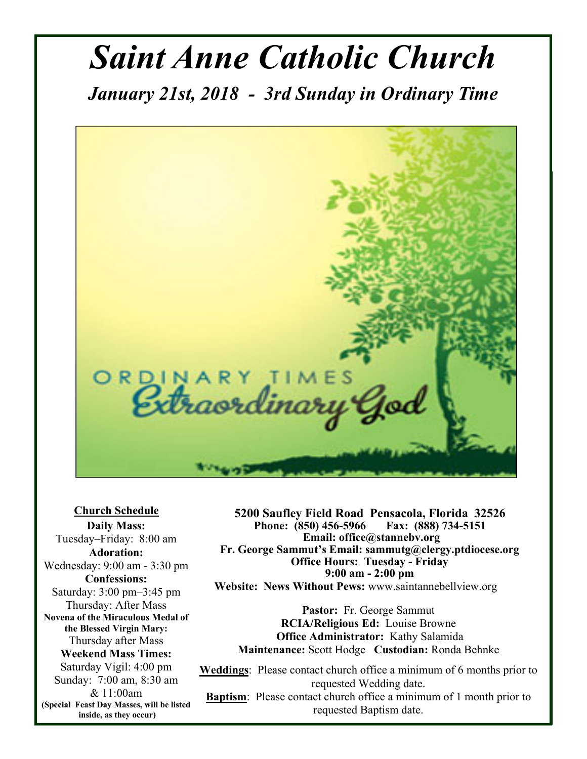# *Saint Anne Catholic Church*

## *January 21st, 2018 - 3rd Sunday in Ordinary Time*

**Church Schedule**

**Daily Mass:**
Tuesday–Friday: 8:00 am

**Adoration:**
Wednesday: 9:00 am - 3:30 pm

**Confessions:**
Saturday: 3:00 pm–3:45 pm
Thursday: After Mass

**Novena of the Miraculous Medal of the Blessed Virgin Mary:**
Thursday after Mass

**Weekend Mass Times:**
Saturday Vigil: 4:00 pm
Sunday: 7:00 am, 8:30 am & 11:00am

**(Special Feast Day Masses, will be listed inside, as they occur)**

**5200 Saufley Field Road Pensacola, Florida 32526**
**Phone: (850) 456-5966 Fax: (888) 734-5151**
**Email: office@stannebv.org**
**Fr. George Sammut's Email: sammutg@clergy.ptdiocese.org**
**Office Hours: Tuesday - Friday**
**9:00 am - 2:00 pm**
**Website: News Without Pews:** www.saintannebellview.org

**Pastor:** Fr. George Sammut
**RCIA/Religious Ed:** Louise Browne
**Office Administrator:** Kathy Salamida
**Maintenance:** Scott Hodge **Custodian:** Ronda Behnke

**Weddings**: Please contact church office a minimum of 6 months prior to requested Wedding date.

**Baptism**: Please contact church office a minimum of 1 month prior to requested Baptism date.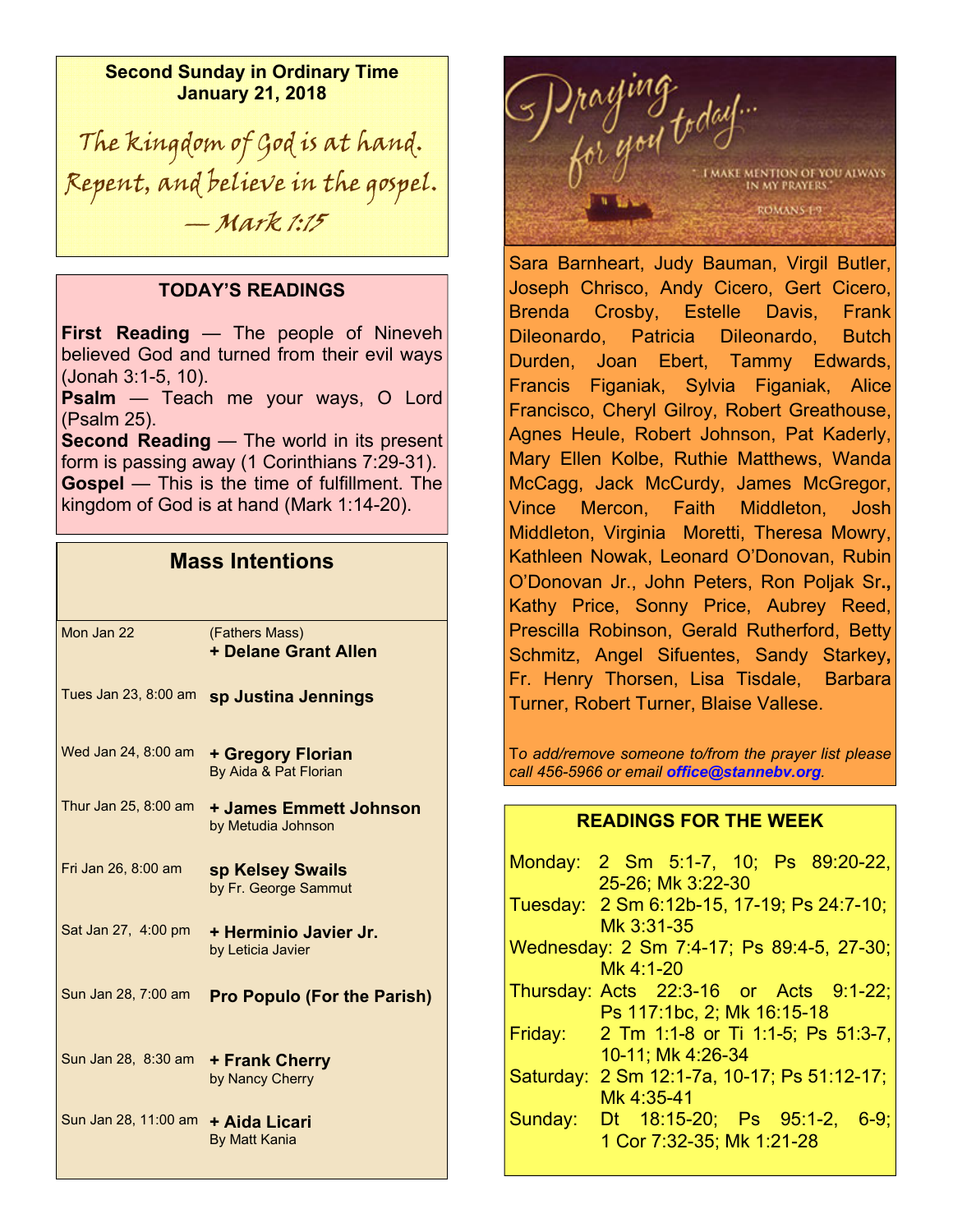**Second Sunday in Ordinary Time**
**January 21, 2018**

*The kingdom of God is at hand. Repent, and believe in the gospel. — Mark 1:15*

## TODAY'S READINGS

**First Reading** — The people of Nineveh believed God and turned from their evil ways (Jonah 3:1-5, 10).
**Psalm** — Teach me your ways, O Lord (Psalm 25).
**Second Reading** — The world in its present form is passing away (1 Corinthians 7:29-31).
**Gospel** — This is the time of fulfillment. The kingdom of God is at hand (Mark 1:14-20).

## Mass Intentions

| | |
|---|---|
| Mon Jan 22 | (Fathers Mass) **+ Delane Grant Allen** |
| Tues Jan 23, 8:00 am | **sp Justina Jennings** |
| Wed Jan 24, 8:00 am | **+ Gregory Florian** By Aida & Pat Florian |
| Thur Jan 25, 8:00 am | **+ James Emmett Johnson** by Metudia Johnson |
| Fri Jan 26, 8:00 am | **sp Kelsey Swails** by Fr. George Sammut |
| Sat Jan 27, 4:00 pm | **+ Herminio Javier Jr.** by Leticia Javier |
| Sun Jan 28, 7:00 am | **Pro Populo (For the Parish)** |
| Sun Jan 28, 8:30 am | **+ Frank Cherry** by Nancy Cherry |
| Sun Jan 28, 11:00 am | **+ Aida Licari** By Matt Kania |

*Praying for you today...*
"I MAKE MENTION OF YOU ALWAYS IN MY PRAYERS" ROMANS 1:9

Sara Barnheart, Judy Bauman, Virgil Butler, Joseph Chrisco, Andy Cicero, Gert Cicero, Brenda Crosby, Estelle Davis, Frank Dileonardo, Patricia Dileonardo, Butch Durden, Joan Ebert, Tammy Edwards, Francis Figaniak, Sylvia Figaniak, Alice Francisco, Cheryl Gilroy, Robert Greathouse, Agnes Heule, Robert Johnson, Pat Kaderly, Mary Ellen Kolbe, Ruthie Matthews, Wanda McCagg, Jack McCurdy, James McGregor, Vince Mercon, Faith Middleton, Josh Middleton, Virginia Moretti, Theresa Mowry, Kathleen Nowak, Leonard O'Donovan, Rubin O'Donovan Jr., John Peters, Ron Poljak Sr., Kathy Price, Sonny Price, Aubrey Reed, Prescilla Robinson, Gerald Rutherford, Betty Schmitz, Angel Sifuentes, Sandy Starkey, Fr. Henry Thorsen, Lisa Tisdale, Barbara Turner, Robert Turner, Blaise Vallese.

*To add/remove someone to/from the prayer list please call 456-5966 or email **office@stannebv.org**.*

## READINGS FOR THE WEEK

Monday: 2 Sm 5:1-7, 10; Ps 89:20-22, 25-26; Mk 3:22-30
Tuesday: 2 Sm 6:12b-15, 17-19; Ps 24:7-10; Mk 3:31-35
Wednesday: 2 Sm 7:4-17; Ps 89:4-5, 27-30; Mk 4:1-20
Thursday: Acts 22:3-16 or Acts 9:1-22; Ps 117:1bc, 2; Mk 16:15-18
Friday: 2 Tm 1:1-8 or Ti 1:1-5; Ps 51:3-7, 10-11; Mk 4:26-34
Saturday: 2 Sm 12:1-7a, 10-17; Ps 51:12-17; Mk 4:35-41
Sunday: Dt 18:15-20; Ps 95:1-2, 6-9; 1 Cor 7:32-35; Mk 1:21-28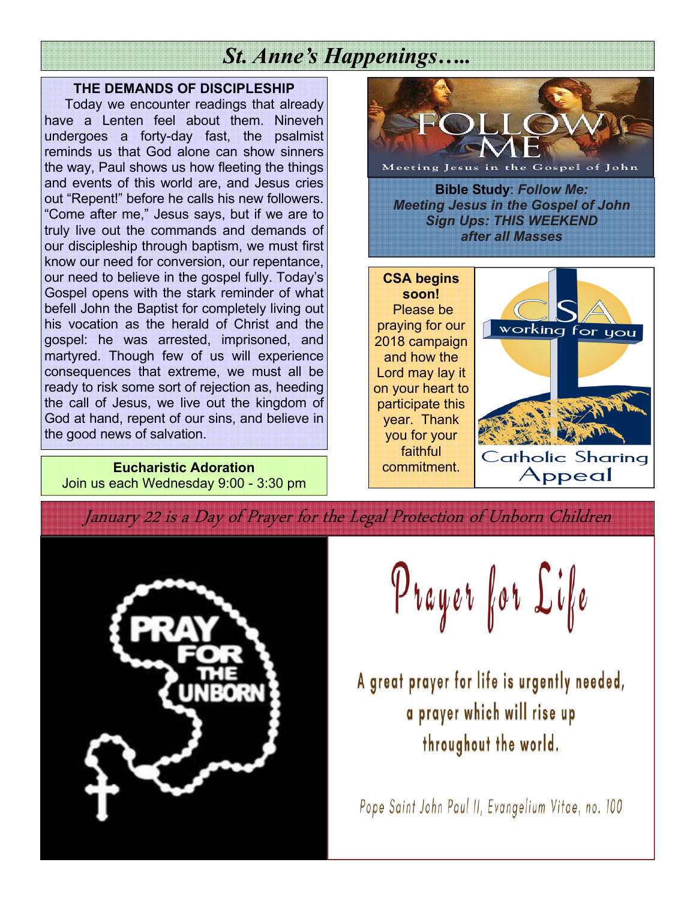# *St. Anne's Happenings…..*

## THE DEMANDS OF DISCIPLESHIP

Today we encounter readings that already have a Lenten feel about them. Nineveh undergoes a forty-day fast, the psalmist reminds us that God alone can show sinners the way, Paul shows us how fleeting the things and events of this world are, and Jesus cries out "Repent!" before he calls his new followers. "Come after me," Jesus says, but if we are to truly live out the commands and demands of our discipleship through baptism, we must first know our need for conversion, our repentance, our need to believe in the gospel fully. Today's Gospel opens with the stark reminder of what befell John the Baptist for completely living out his vocation as the herald of Christ and the gospel: he was arrested, imprisoned, and martyred. Though few of us will experience consequences that extreme, we must all be ready to risk some sort of rejection as, heeding the call of Jesus, we live out the kingdom of God at hand, repent of our sins, and believe in the good news of salvation.

**Eucharistic Adoration**
Join us each Wednesday 9:00 - 3:30 pm

FOLLOW ME
Meeting Jesus in the Gospel of John

**Bible Study**: ***Follow Me: Meeting Jesus in the Gospel of John***
***Sign Ups: THIS WEEKEND after all Masses***

**CSA begins soon!**
Please be praying for our 2018 campaign and how the Lord may lay it on your heart to participate this year. Thank you for your faithful commitment.

CSA working for you
Catholic Sharing Appeal

*January 22 is a Day of Prayer for the Legal Protection of Unborn Children*

PRAY FOR THE UNBORN

# Prayer for Life

A great prayer for life is urgently needed, a prayer which will rise up throughout the world.

Pope Saint John Paul II, Evangelium Vitae, no. 100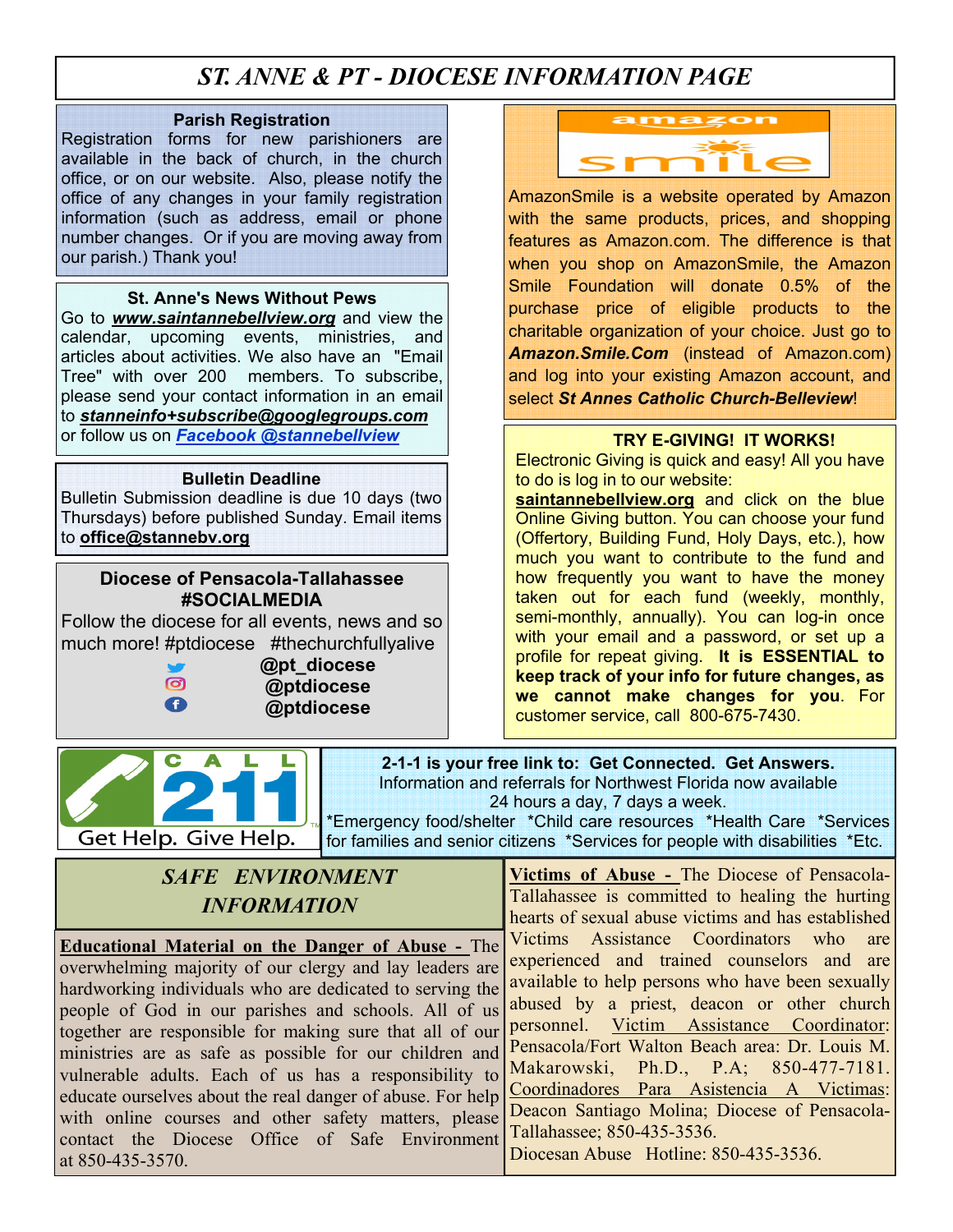# *ST. ANNE & PT - DIOCESE INFORMATION PAGE*

### Parish Registration

Registration forms for new parishioners are available in the back of church, in the church office, or on our website. Also, please notify the office of any changes in your family registration information (such as address, email or phone number changes. Or if you are moving away from our parish.) Thank you!

### St. Anne's News Without Pews

Go to ***www.saintannebellview.org*** and view the calendar, upcoming events, ministries, and articles about activities. We also have an "Email Tree" with over 200 members. To subscribe, please send your contact information in an email to ***stanneinfo+subscribe@googlegroups.com*** or follow us on ***Facebook @stannebellview***

### Bulletin Deadline

Bulletin Submission deadline is due 10 days (two Thursdays) before published Sunday. Email items to **office@stannebv.org**

### Diocese of Pensacola-Tallahassee #SOCIALMEDIA

Follow the diocese for all events, news and so much more! #ptdiocese #thechurchfullyalive

**@pt_diocese**
**@ptdiocese**
**@ptdiocese**

AmazonSmile is a website operated by Amazon with the same products, prices, and shopping features as Amazon.com. The difference is that when you shop on AmazonSmile, the Amazon Smile Foundation will donate 0.5% of the purchase price of eligible products to the charitable organization of your choice. Just go to ***Amazon.Smile.Com*** (instead of Amazon.com) and log into your existing Amazon account, and select ***St Annes Catholic Church-Belleview***!

### TRY E-GIVING! IT WORKS!

Electronic Giving is quick and easy! All you have to do is log in to our website: **saintannebellview.org** and click on the blue Online Giving button. You can choose your fund (Offertory, Building Fund, Holy Days, etc.), how much you want to contribute to the fund and how frequently you want to have the money taken out for each fund (weekly, monthly, semi-monthly, annually). You can log-in once with your email and a password, or set up a profile for repeat giving. **It is ESSENTIAL to keep track of your info for future changes, as we cannot make changes for you**. For customer service, call 800-675-7430.

CALL 211 Get Help. Give Help.

**2-1-1 is your free link to: Get Connected. Get Answers.**
Information and referrals for Northwest Florida now available 24 hours a day, 7 days a week.
*Emergency food/shelter *Child care resources *Health Care *Services for families and senior citizens *Services for people with disabilities *Etc.

## *SAFE ENVIRONMENT INFORMATION*

**Educational Material on the Danger of Abuse -** The overwhelming majority of our clergy and lay leaders are hardworking individuals who are dedicated to serving the people of God in our parishes and schools. All of us together are responsible for making sure that all of our ministries are as safe as possible for our children and vulnerable adults. Each of us has a responsibility to educate ourselves about the real danger of abuse. For help with online courses and other safety matters, please contact the Diocese Office of Safe Environment at 850-435-3570.

**Victims of Abuse -** The Diocese of Pensacola-Tallahassee is committed to healing the hurting hearts of sexual abuse victims and has established Victims Assistance Coordinators who are experienced and trained counselors and are available to help persons who have been sexually abused by a priest, deacon or other church personnel. Victim Assistance Coordinator: Pensacola/Fort Walton Beach area: Dr. Louis M. Makarowski, Ph.D., P.A; 850-477-7181. Coordinadores Para Asistencia A Victimas: Deacon Santiago Molina; Diocese of Pensacola-Tallahassee; 850-435-3536.
Diocesan Abuse Hotline: 850-435-3536.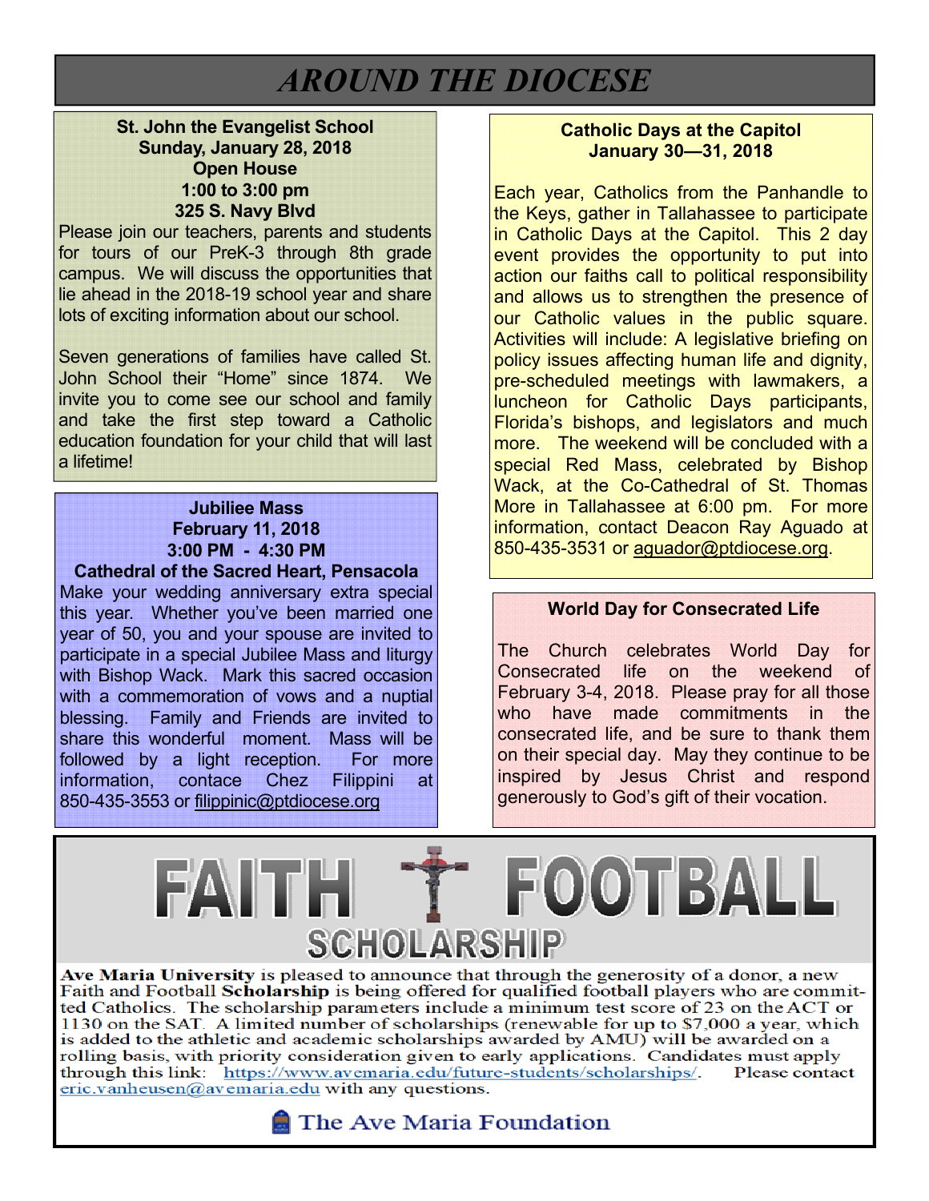# AROUND THE DIOCESE

**St. John the Evangelist School**
**Sunday, January 28, 2018**
**Open House**
**1:00 to 3:00 pm**
**325 S. Navy Blvd**

Please join our teachers, parents and students for tours of our PreK-3 through 8th grade campus. We will discuss the opportunities that lie ahead in the 2018-19 school year and share lots of exciting information about our school.

Seven generations of families have called St. John School their "Home" since 1874. We invite you to come see our school and family and take the first step toward a Catholic education foundation for your child that will last a lifetime!

**Jubiliee Mass**
**February 11, 2018**
**3:00 PM - 4:30 PM**
**Cathedral of the Sacred Heart, Pensacola**

Make your wedding anniversary extra special this year. Whether you've been married one year of 50, you and your spouse are invited to participate in a special Jubilee Mass and liturgy with Bishop Wack. Mark this sacred occasion with a commemoration of vows and a nuptial blessing. Family and Friends are invited to share this wonderful moment. Mass will be followed by a light reception. For more information, contace Chez Filippini at 850-435-3553 or filippinic@ptdiocese.org

**Catholic Days at the Capitol**
**January 30—31, 2018**

Each year, Catholics from the Panhandle to the Keys, gather in Tallahassee to participate in Catholic Days at the Capitol. This 2 day event provides the opportunity to put into action our faiths call to political responsibility and allows us to strengthen the presence of our Catholic values in the public square. Activities will include: A legislative briefing on policy issues affecting human life and dignity, pre-scheduled meetings with lawmakers, a luncheon for Catholic Days participants, Florida's bishops, and legislators and much more. The weekend will be concluded with a special Red Mass, celebrated by Bishop Wack, at the Co-Cathedral of St. Thomas More in Tallahassee at 6:00 pm. For more information, contact Deacon Ray Aguado at 850-435-3531 or aguador@ptdiocese.org.

**World Day for Consecrated Life**

The Church celebrates World Day for Consecrated life on the weekend of February 3-4, 2018. Please pray for all those who have made commitments in the consecrated life, and be sure to thank them on their special day. May they continue to be inspired by Jesus Christ and respond generously to God's gift of their vocation.

## FAITH FOOTBALL SCHOLARSHIP

**Ave Maria University** is pleased to announce that through the generosity of a donor, a new Faith and Football **Scholarship** is being offered for qualified football players who are committed Catholics. The scholarship parameters include a minimum test score of 23 on the ACT or 1130 on the SAT. A limited number of scholarships (renewable for up to $7,000 a year, which is added to the athletic and academic scholarships awarded by AMU) will be awarded on a rolling basis, with priority consideration given to early applications. Candidates must apply through this link: https://www.avemaria.edu/future-students/scholarships/. Please contact eric.vanheusen@avemaria.edu with any questions.

The Ave Maria Foundation